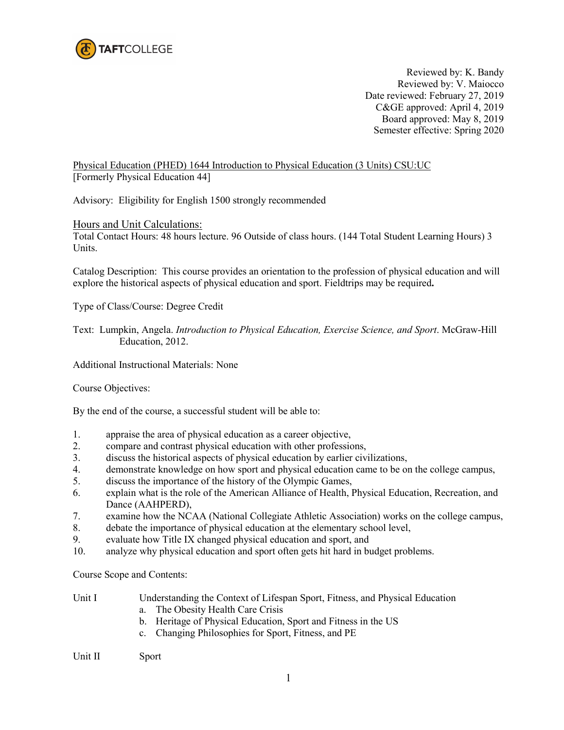TAFTCOLLEGE

Reviewed by: K. Bandy
Reviewed by: V. Maiocco
Date reviewed: February 27, 2019
C&GE approved: April 4, 2019
Board approved: May 8, 2019
Semester effective: Spring 2020

Physical Education (PHED) 1644 Introduction to Physical Education (3 Units) CSU:UC
[Formerly Physical Education 44]

Advisory: Eligibility for English 1500 strongly recommended

## Hours and Unit Calculations:

Total Contact Hours: 48 hours lecture. 96 Outside of class hours. (144 Total Student Learning Hours) 3 Units.

Catalog Description: This course provides an orientation to the profession of physical education and will explore the historical aspects of physical education and sport. Fieldtrips may be required**.**

Type of Class/Course: Degree Credit

Text: Lumpkin, Angela. *Introduction to Physical Education, Exercise Science, and Sport*. McGraw-Hill Education, 2012.

Additional Instructional Materials: None

Course Objectives:

By the end of the course, a successful student will be able to:

1. appraise the area of physical education as a career objective,
2. compare and contrast physical education with other professions,
3. discuss the historical aspects of physical education by earlier civilizations,
4. demonstrate knowledge on how sport and physical education came to be on the college campus,
5. discuss the importance of the history of the Olympic Games,
6. explain what is the role of the American Alliance of Health, Physical Education, Recreation, and Dance (AAHPERD),
7. examine how the NCAA (National Collegiate Athletic Association) works on the college campus,
8. debate the importance of physical education at the elementary school level,
9. evaluate how Title IX changed physical education and sport, and
10. analyze why physical education and sport often gets hit hard in budget problems.

Course Scope and Contents:

Unit I Understanding the Context of Lifespan Sport, Fitness, and Physical Education
- a. The Obesity Health Care Crisis
- b. Heritage of Physical Education, Sport and Fitness in the US
- c. Changing Philosophies for Sport, Fitness, and PE

Unit II Sport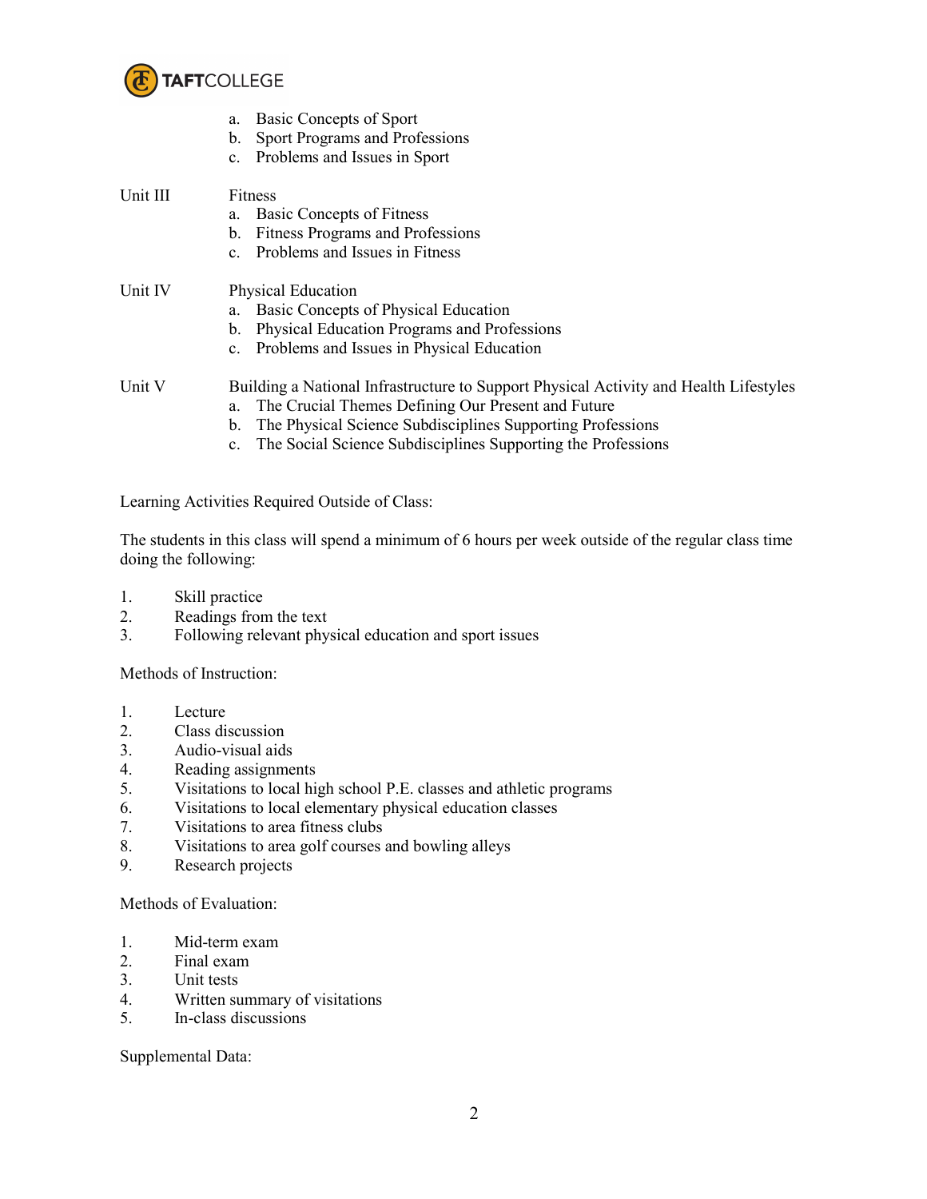a. Basic Concepts of Sport
b. Sport Programs and Professions
c. Problems and Issues in Sport

Unit III Fitness
a. Basic Concepts of Fitness
b. Fitness Programs and Professions
c. Problems and Issues in Fitness

Unit IV Physical Education
a. Basic Concepts of Physical Education
b. Physical Education Programs and Professions
c. Problems and Issues in Physical Education

Unit V Building a National Infrastructure to Support Physical Activity and Health Lifestyles
a. The Crucial Themes Defining Our Present and Future
b. The Physical Science Subdisciplines Supporting Professions
c. The Social Science Subdisciplines Supporting the Professions

Learning Activities Required Outside of Class:

The students in this class will spend a minimum of 6 hours per week outside of the regular class time doing the following:

1. Skill practice
2. Readings from the text
3. Following relevant physical education and sport issues

Methods of Instruction:

1. Lecture
2. Class discussion
3. Audio-visual aids
4. Reading assignments
5. Visitations to local high school P.E. classes and athletic programs
6. Visitations to local elementary physical education classes
7. Visitations to area fitness clubs
8. Visitations to area golf courses and bowling alleys
9. Research projects

Methods of Evaluation:

1. Mid-term exam
2. Final exam
3. Unit tests
4. Written summary of visitations
5. In-class discussions

Supplemental Data: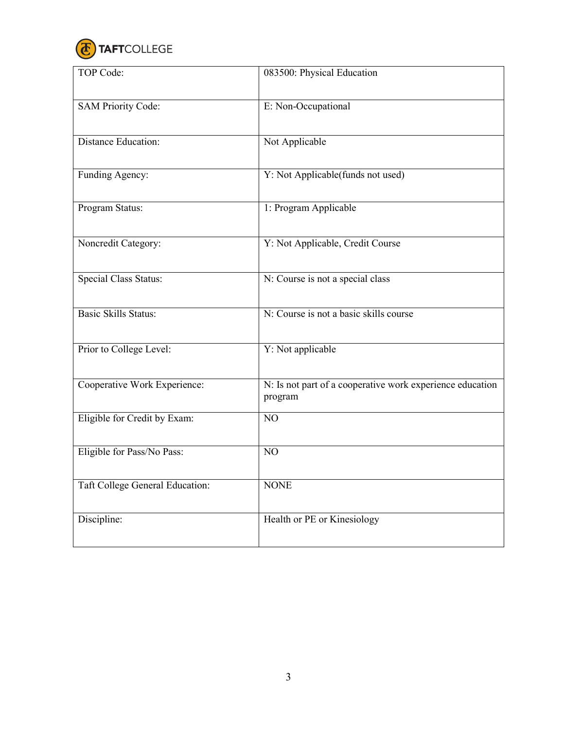| | |
|---|---|
| TOP Code: | 083500: Physical Education |
| SAM Priority Code: | E: Non-Occupational |
| Distance Education: | Not Applicable |
| Funding Agency: | Y: Not Applicable(funds not used) |
| Program Status: | 1: Program Applicable |
| Noncredit Category: | Y: Not Applicable, Credit Course |
| Special Class Status: | N: Course is not a special class |
| Basic Skills Status: | N: Course is not a basic skills course |
| Prior to College Level: | Y: Not applicable |
| Cooperative Work Experience: | N: Is not part of a cooperative work experience education program |
| Eligible for Credit by Exam: | NO |
| Eligible for Pass/No Pass: | NO |
| Taft College General Education: | NONE |
| Discipline: | Health or PE or Kinesiology |